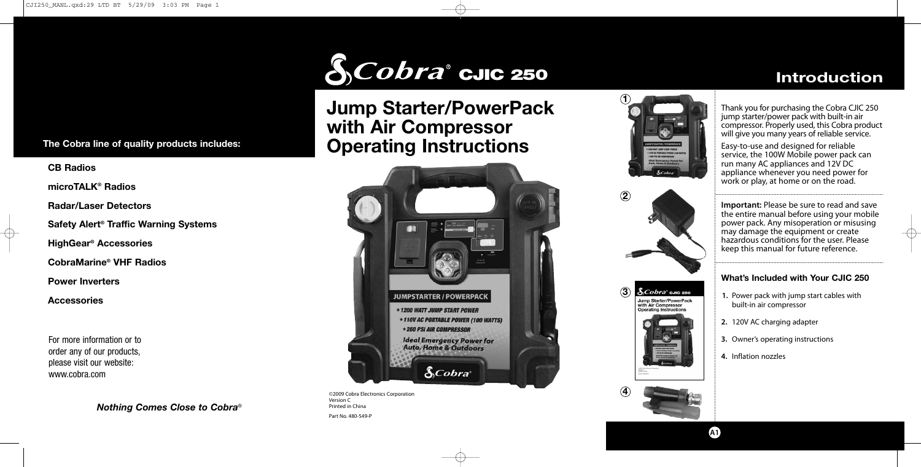**The Cobra line of quality products includes:**

**CB Radios**

**microTALK® Radios**

**Radar/Laser Detectors**

**Safety Alert® Traffic Warning Systems**

**HighGear® Accessories**

**CobraMarine® VHF Radios**

**Power Inverters**

**Accessories**

For more information or to order any of our products, please visit our website: www.cobra.com

***Nothing Comes Close to Cobra®***

# Cobra® CJIC 250

# Jump Starter/PowerPack with Air Compressor Operating Instructions

JUMPSTARTER / POWERPACK

★1200 WATT JUMP START POWER

★110V AC PORTABLE POWER (100 WATTS)

★260 PSI AIR COMPRESSOR

Ideal Emergency Power for Auto, Home & Outdoors

©2009 Cobra Electronics Corporation
Version C
Printed in China

Part No. 480-549-P

## Introduction

Thank you for purchasing the Cobra CJIC 250 jump starter/power pack with built-in air compressor. Properly used, this Cobra product will give you many years of reliable service.

Easy-to-use and designed for reliable service, the 100W Mobile power pack can run many AC appliances and 12V DC appliance whenever you need power for work or play, at home or on the road.

**Important:** Please be sure to read and save the entire manual before using your mobile power pack. Any misoperation or misusing may damage the equipment or create hazardous conditions for the user. Please keep this manual for future reference.

### What's Included with Your CJIC 250

1. Power pack with jump start cables with built-in air compressor
2. 120V AC charging adapter
3. Owner's operating instructions
4. Inflation nozzles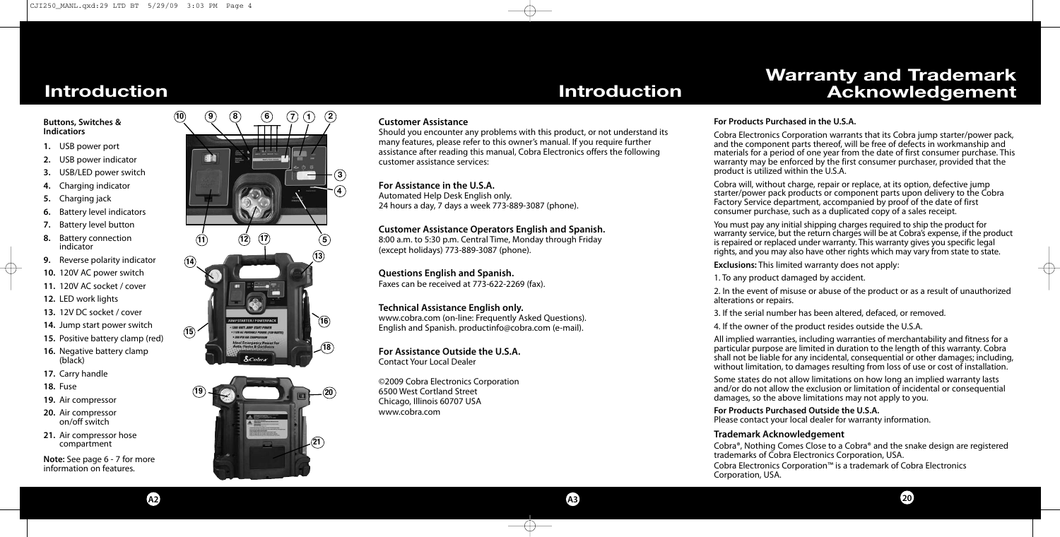# Introduction

### Buttons, Switches & Indicatiors

1. USB power port
2. USB power indicator
3. USB/LED power switch
4. Charging indicator
5. Charging jack
6. Battery level indicators
7. Battery level button
8. Battery connection indicator
9. Reverse polarity indicator
10. 120V AC power switch
11. 120V AC socket / cover
12. LED work lights
13. 12V DC socket / cover
14. Jump start power switch
15. Positive battery clamp (red)
16. Negative battery clamp (black)
17. Carry handle
18. Fuse
19. Air compressor
20. Air compressor on/off switch
21. Air compressor hose compartment

**Note:** See page 6 - 7 for more information on features.

# Introduction

### Customer Assistance

Should you encounter any problems with this product, or not understand its many features, please refer to this owner's manual. If you require further assistance after reading this manual, Cobra Electronics offers the following customer assistance services:

**For Assistance in the U.S.A.**
Automated Help Desk English only.
24 hours a day, 7 days a week 773-889-3087 (phone).

**Customer Assistance Operators English and Spanish.**
8:00 a.m. to 5:30 p.m. Central Time, Monday through Friday (except holidays) 773-889-3087 (phone).

**Questions English and Spanish.**
Faxes can be received at 773-622-2269 (fax).

**Technical Assistance English only.**
www.cobra.com (on-line: Frequently Asked Questions).
English and Spanish. productinfo@cobra.com (e-mail).

**For Assistance Outside the U.S.A.**
Contact Your Local Dealer

©2009 Cobra Electronics Corporation
6500 West Cortland Street
Chicago, Illinois 60707 USA
www.cobra.com

# Warranty and Trademark Acknowledgement

**For Products Purchased in the U.S.A.**

Cobra Electronics Corporation warrants that its Cobra jump starter/power pack, and the component parts thereof, will be free of defects in workmanship and materials for a period of one year from the date of first consumer purchase. This warranty may be enforced by the first consumer purchaser, provided that the product is utilized within the U.S.A.

Cobra will, without charge, repair or replace, at its option, defective jump starter/power pack products or component parts upon delivery to the Cobra Factory Service department, accompanied by proof of the date of first consumer purchase, such as a duplicated copy of a sales receipt.

You must pay any initial shipping charges required to ship the product for warranty service, but the return charges will be at Cobra's expense, if the product is repaired or replaced under warranty. This warranty gives you specific legal rights, and you may also have other rights which may vary from state to state.

**Exclusions:** This limited warranty does not apply:

1. To any product damaged by accident.

2. In the event of misuse or abuse of the product or as a result of unauthorized alterations or repairs.

3. If the serial number has been altered, defaced, or removed.

4. If the owner of the product resides outside the U.S.A.

All implied warranties, including warranties of merchantability and fitness for a particular purpose are limited in duration to the length of this warranty. Cobra shall not be liable for any incidental, consequential or other damages; including, without limitation, to damages resulting from loss of use or cost of installation.

Some states do not allow limitations on how long an implied warranty lasts and/or do not allow the exclusion or limitation of incidental or consequential damages, so the above limitations may not apply to you.

**For Products Purchased Outside the U.S.A.**
Please contact your local dealer for warranty information.

### Trademark Acknowledgement

Cobra®, Nothing Comes Close to a Cobra® and the snake design are registered trademarks of Cobra Electronics Corporation, USA.
Cobra Electronics Corporation™ is a trademark of Cobra Electronics Corporation, USA.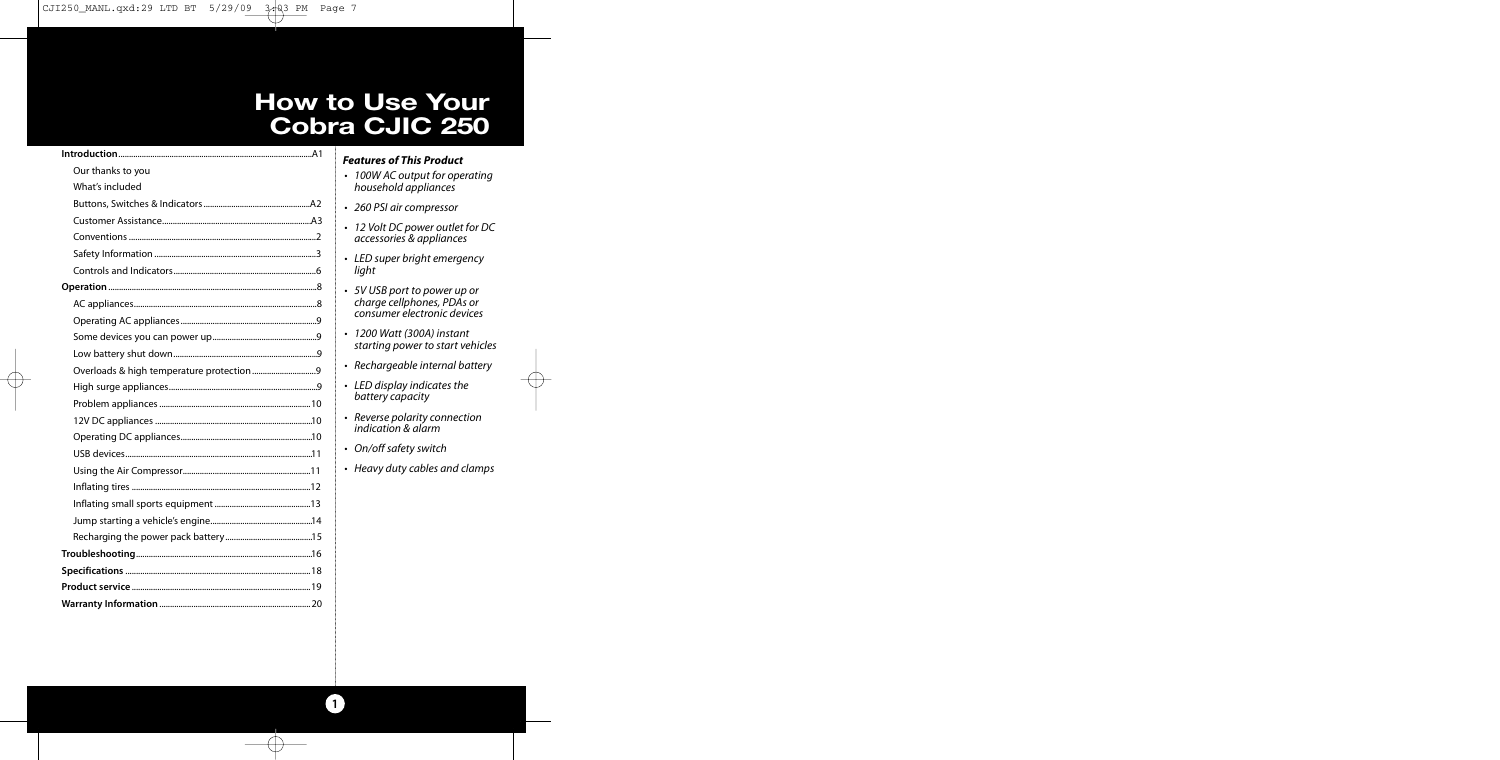# How to Use Your Cobra CJIC 250

**Introduction** ..... A1
- Our thanks to you
- What's included
- Buttons, Switches & Indicators ..... A2
- Customer Assistance ..... A3
- Conventions ..... 2
- Safety Information ..... 3
- Controls and Indicators ..... 6

**Operation** ..... 8
- AC appliances ..... 8
- Operating AC appliances ..... 9
- Some devices you can power up ..... 9
- Low battery shut down ..... 9
- Overloads & high temperature protection ..... 9
- High surge appliances ..... 9
- Problem appliances ..... 10
- 12V DC appliances ..... 10
- Operating DC appliances ..... 10
- USB devices ..... 11
- Using the Air Compressor ..... 11
- Inflating tires ..... 12
- Inflating small sports equipment ..... 13
- Jump starting a vehicle's engine ..... 14
- Recharging the power pack battery ..... 15

**Troubleshooting** ..... 16

**Specifications** ..... 18

**Product service** ..... 19

**Warranty Information** ..... 20

***Features of This Product***

- *100W AC output for operating household appliances*
- *260 PSI air compressor*
- *12 Volt DC power outlet for DC accessories & appliances*
- *LED super bright emergency light*
- *5V USB port to power up or charge cellphones, PDAs or consumer electronic devices*
- *1200 Watt (300A) instant starting power to start vehicles*
- *Rechargeable internal battery*
- *LED display indicates the battery capacity*
- *Reverse polarity connection indication & alarm*
- *On/off safety switch*
- *Heavy duty cables and clamps*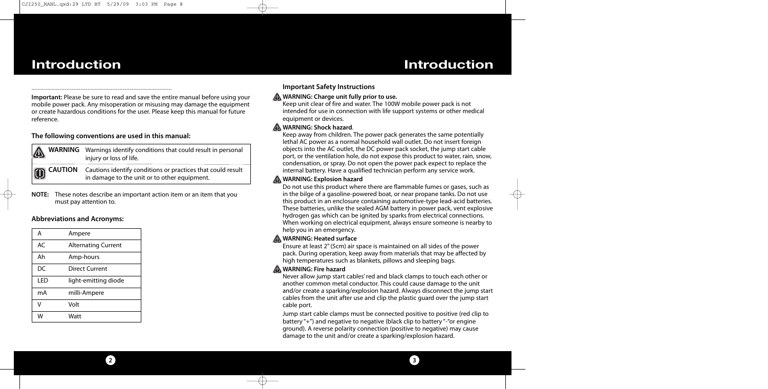# Introduction

**Important:** Please be sure to read and save the entire manual before using your mobile power pack. Any misoperation or misusing may damage the equipment or create hazardous conditions for the user. Please keep this manual for future reference.

### The following conventions are used in this manual:

| | |
|---|---|
| **WARNING** | Warnings identify conditions that could result in personal injury or loss of life. |
| **CAUTION** | Cautions identify conditions or practices that could result in damage to the unit or to other equipment. |

**NOTE:** These notes describe an important action item or an item that you must pay attention to.

### Abbreviations and Acronyms:

| | |
|---|---|
| A | Ampere |
| AC | Alternating Current |
| Ah | Amp-hours |
| DC | Direct Current |
| LED | light-emitting diode |
| mA | milli-Ampere |
| V | Volt |
| W | Watt |

### Important Safety Instructions

**WARNING: Charge unit fully prior to use.**

Keep unit clear of fire and water. The 100W mobile power pack is not intended for use in connection with life support systems or other medical equipment or devices.

**WARNING: Shock hazard**.

Keep away from children. The power pack generates the same potentially lethal AC power as a normal household wall outlet. Do not insert foreign objects into the AC outlet, the DC power pack socket, the jump start cable port, or the ventilation hole, do not expose this product to water, rain, snow, condensation, or spray. Do not open the power pack expect to replace the internal battery. Have a qualified technician perform any service work.

**WARNING: Explosion hazard**

Do not use this product where there are flammable fumes or gases, such as in the bilge of a gasoline-powered boat, or near propane tanks. Do not use this product in an enclosure containing automotive-type lead-acid batteries. These batteries, unlike the sealed AGM battery in power pack, vent explosive hydrogen gas which can be ignited by sparks from electrical connections. When working on electrical equipment, always ensure someone is nearby to help you in an emergency.

**WARNING: Heated surface**

Ensure at least 2" (5cm) air space is maintained on all sides of the power pack. During operation, keep away from materials that may be affected by high temperatures such as blankets, pillows and sleeping bags.

**WARNING: Fire hazard**

Never allow jump start cables' red and black clamps to touch each other or another common metal conductor. This could cause damage to the unit and/or create a sparking/explosion hazard. Always disconnect the jump start cables from the unit after use and clip the plastic guard over the jump start cable port.

Jump start cable clamps must be connected positive to positive (red clip to battery "+") and negative to negative (black clip to battery "-"or engine ground). A reverse polarity connection (positive to negative) may cause damage to the unit and/or create a sparking/explosion hazard.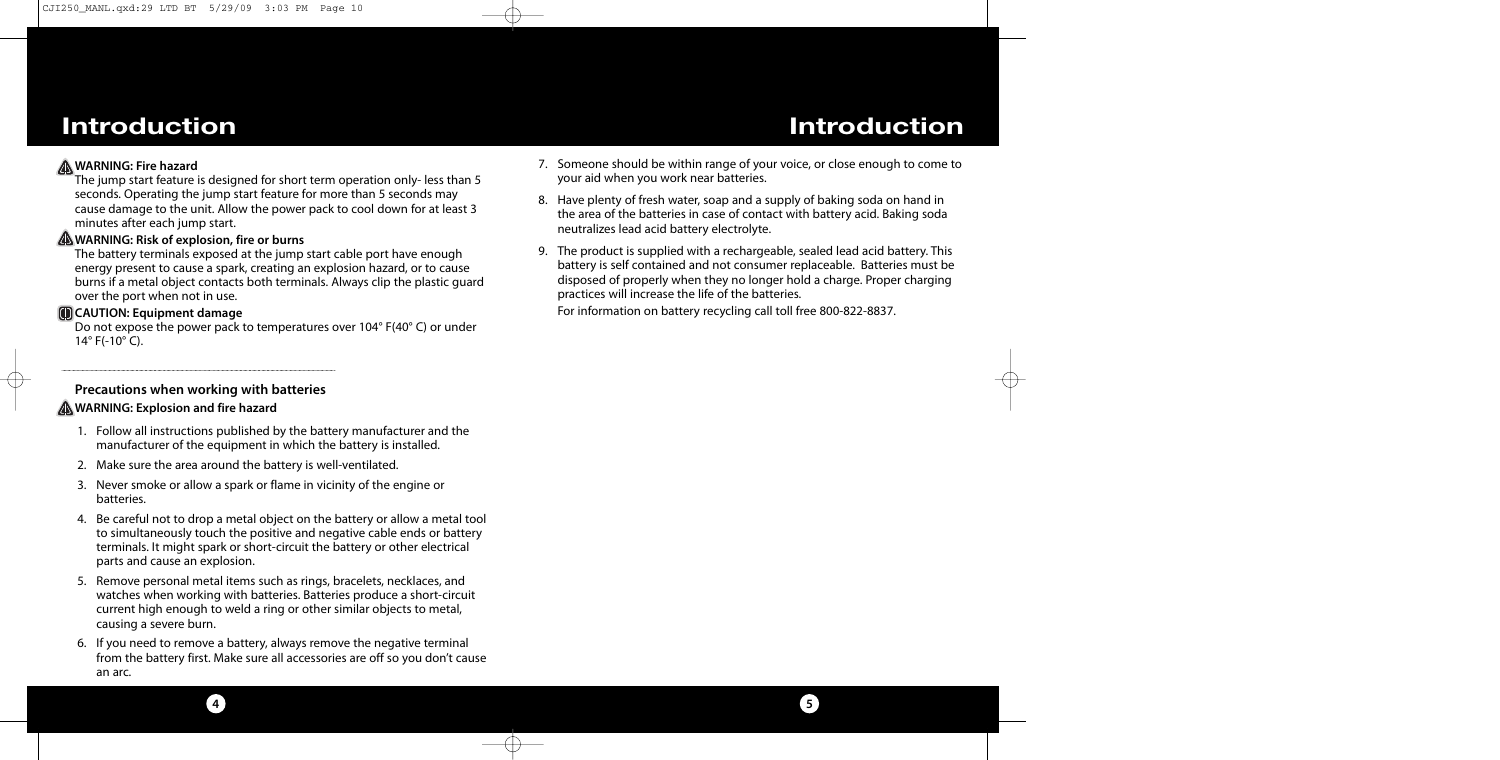## Introduction

**WARNING: Fire hazard**

The jump start feature is designed for short term operation only- less than 5 seconds. Operating the jump start feature for more than 5 seconds may cause damage to the unit. Allow the power pack to cool down for at least 3 minutes after each jump start.

**WARNING: Risk of explosion, fire or burns**

The battery terminals exposed at the jump start cable port have enough energy present to cause a spark, creating an explosion hazard, or to cause burns if a metal object contacts both terminals. Always clip the plastic guard over the port when not in use.

**CAUTION: Equipment damage**

Do not expose the power pack to temperatures over 104° F(40° C) or under 14° F(-10° C).

---

### Precautions when working with batteries

**WARNING: Explosion and fire hazard**

1. Follow all instructions published by the battery manufacturer and the manufacturer of the equipment in which the battery is installed.
2. Make sure the area around the battery is well-ventilated.
3. Never smoke or allow a spark or flame in vicinity of the engine or batteries.
4. Be careful not to drop a metal object on the battery or allow a metal tool to simultaneously touch the positive and negative cable ends or battery terminals. It might spark or short-circuit the battery or other electrical parts and cause an explosion.
5. Remove personal metal items such as rings, bracelets, necklaces, and watches when working with batteries. Batteries produce a short-circuit current high enough to weld a ring or other similar objects to metal, causing a severe burn.
6. If you need to remove a battery, always remove the negative terminal from the battery first. Make sure all accessories are off so you don't cause an arc.
7. Someone should be within range of your voice, or close enough to come to your aid when you work near batteries.
8. Have plenty of fresh water, soap and a supply of baking soda on hand in the area of the batteries in case of contact with battery acid. Baking soda neutralizes lead acid battery electrolyte.
9. The product is supplied with a rechargeable, sealed lead acid battery. This battery is self contained and not consumer replaceable. Batteries must be disposed of properly when they no longer hold a charge. Proper charging practices will increase the life of the batteries.

   For information on battery recycling call toll free 800-822-8837.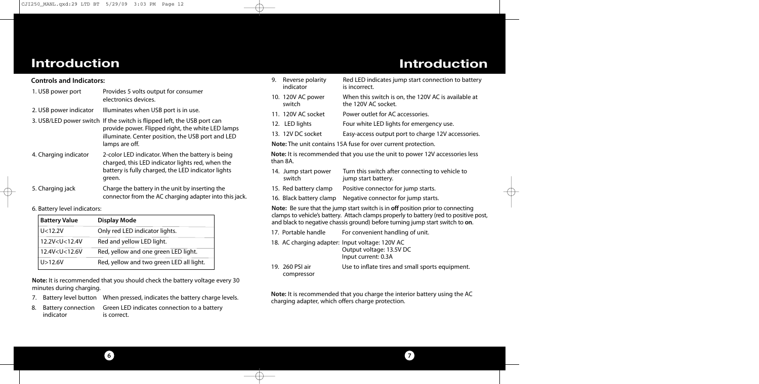# Introduction

**Controls and Indicators:**

1. USB power port — Provides 5 volts output for consumer electronics devices.
2. USB power indicator — Illuminates when USB port is in use.
3. USB/LED power switch — If the switch is flipped left, the USB port can provide power. Flipped right, the white LED lamps illuminate. Center position, the USB port and LED lamps are off.
4. Charging indicator — 2-color LED indicator. When the battery is being charged, this LED indicator lights red, when the battery is fully charged, the LED indicator lights green.
5. Charging jack — Charge the battery in the unit by inserting the connector from the AC charging adapter into this jack.
6. Battery level indicators:

| Battery Value | Display Mode |
| --- | --- |
| U<12.2V | Only red LED indicator lights. |
| 12.2V<U<12.4V | Red and yellow LED light. |
| 12.4V<U<12.6V | Red, yellow and one green LED light. |
| U>12.6V | Red, yellow and two green LED all light. |

**Note:** It is recommended that you should check the battery voltage every 30 minutes during charging.

7. Battery level button — When pressed, indicates the battery charge levels.
8. Battery connection indicator — Green LED indicates connection to a battery is correct.

# Introduction

9. Reverse polarity indicator — Red LED indicates jump start connection to battery is incorrect.
10. 120V AC power switch — When this switch is on, the 120V AC is available at the 120V AC socket.
11. 120V AC socket — Power outlet for AC accessories.
12. LED lights — Four white LED lights for emergency use.
13. 12V DC socket — Easy-access output port to charge 12V accessories.

**Note:** The unit contains 15A fuse for over current protection.

**Note:** It is recommended that you use the unit to power 12V accessories less than 8A.

14. Jump start power switch — Turn this switch after connecting to vehicle to jump start battery.
15. Red battery clamp — Positive connector for jump starts.
16. Black battery clamp — Negative connector for jump starts.

**Note:** Be sure that the jump start switch is in **off** position prior to connecting clamps to vehicle's battery. Attach clamps properly to battery (red to positive post, and black to negative chassis ground) before turning jump start switch to **on**.

17. Portable handle — For convenient handling of unit.
18. AC charging adapter: Input voltage: 120V AC
    Output voltage: 13.5V DC
    Input current: 0.3A
19. 260 PSI air compressor — Use to inflate tires and small sports equipment.

**Note:** It is recommended that you charge the interior battery using the AC charging adapter, which offers charge protection.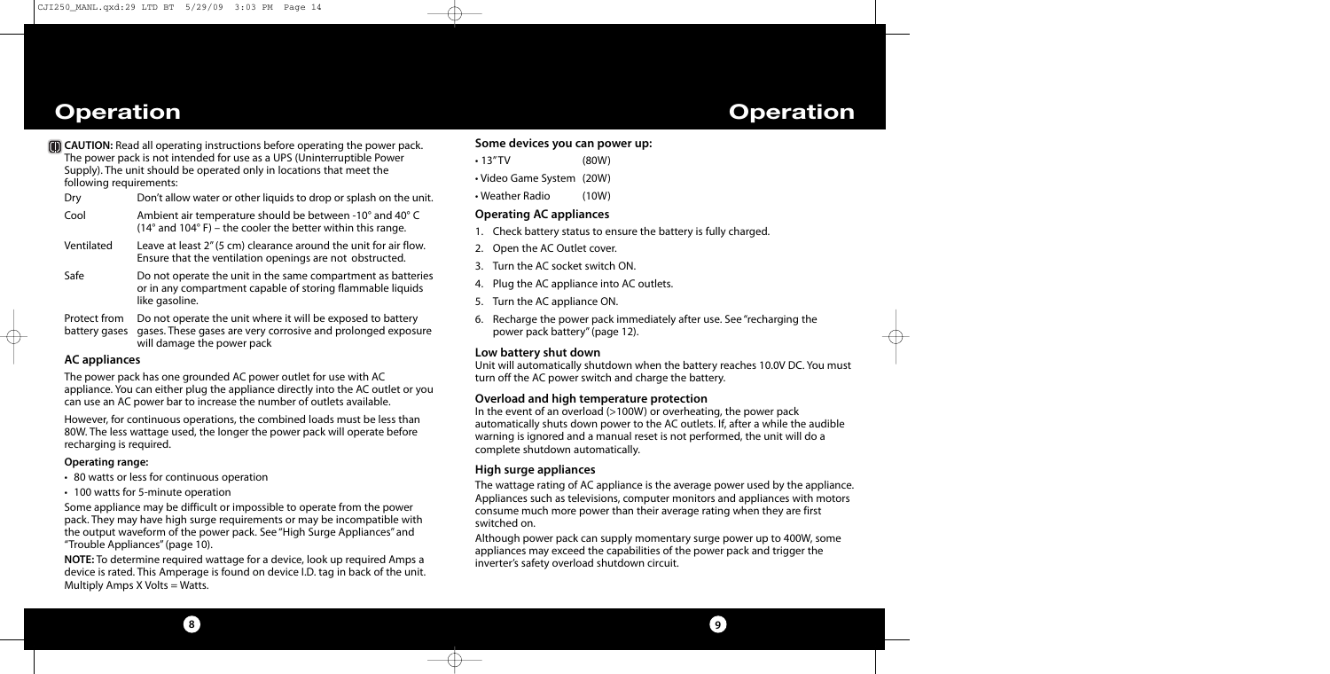# Operation

**CAUTION:** Read all operating instructions before operating the power pack. The power pack is not intended for use as a UPS (Uninterruptible Power Supply). The unit should be operated only in locations that meet the following requirements:

| | |
|---|---|
| Dry | Don't allow water or other liquids to drop or splash on the unit. |
| Cool | Ambient air temperature should be between -10° and 40° C (14° and 104° F) – the cooler the better within this range. |
| Ventilated | Leave at least 2" (5 cm) clearance around the unit for air flow. Ensure that the ventilation openings are not obstructed. |
| Safe | Do not operate the unit in the same compartment as batteries or in any compartment capable of storing flammable liquids like gasoline. |
| Protect from battery gases | Do not operate the unit where it will be exposed to battery gases. These gases are very corrosive and prolonged exposure will damage the power pack |

## AC appliances

The power pack has one grounded AC power outlet for use with AC appliance. You can either plug the appliance directly into the AC outlet or you can use an AC power bar to increase the number of outlets available.

However, for continuous operations, the combined loads must be less than 80W. The less wattage used, the longer the power pack will operate before recharging is required.

**Operating range:**

- 80 watts or less for continuous operation
- 100 watts for 5-minute operation

Some appliance may be difficult or impossible to operate from the power pack. They may have high surge requirements or may be incompatible with the output waveform of the power pack. See "High Surge Appliances" and "Trouble Appliances" (page 10).

**NOTE:** To determine required wattage for a device, look up required Amps a device is rated. This Amperage is found on device I.D. tag in back of the unit. Multiply Amps X Volts = Watts.

# Operation

**Some devices you can power up:**

- 13" TV (80W)
- Video Game System (20W)
- Weather Radio (10W)

### Operating AC appliances

1. Check battery status to ensure the battery is fully charged.
2. Open the AC Outlet cover.
3. Turn the AC socket switch ON.
4. Plug the AC appliance into AC outlets.
5. Turn the AC appliance ON.
6. Recharge the power pack immediately after use. See "recharging the power pack battery" (page 12).

### Low battery shut down

Unit will automatically shutdown when the battery reaches 10.0V DC. You must turn off the AC power switch and charge the battery.

### Overload and high temperature protection

In the event of an overload (>100W) or overheating, the power pack automatically shuts down power to the AC outlets. If, after a while the audible warning is ignored and a manual reset is not performed, the unit will do a complete shutdown automatically.

### High surge appliances

The wattage rating of AC appliance is the average power used by the appliance. Appliances such as televisions, computer monitors and appliances with motors consume much more power than their average rating when they are first switched on.

Although power pack can supply momentary surge power up to 400W, some appliances may exceed the capabilities of the power pack and trigger the inverter's safety overload shutdown circuit.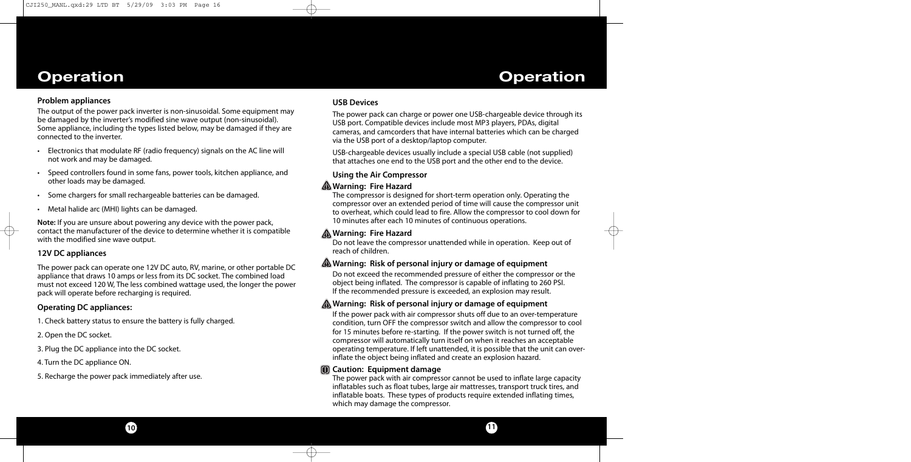# Operation

### Problem appliances

The output of the power pack inverter is non-sinusoidal. Some equipment may be damaged by the inverter's modified sine wave output (non-sinusoidal). Some appliance, including the types listed below, may be damaged if they are connected to the inverter.

- Electronics that modulate RF (radio frequency) signals on the AC line will not work and may be damaged.
- Speed controllers found in some fans, power tools, kitchen appliance, and other loads may be damaged.
- Some chargers for small rechargeable batteries can be damaged.
- Metal halide arc (MHI) lights can be damaged.

**Note:** If you are unsure about powering any device with the power pack, contact the manufacturer of the device to determine whether it is compatible with the modified sine wave output.

### 12V DC appliances

The power pack can operate one 12V DC auto, RV, marine, or other portable DC appliance that draws 10 amps or less from its DC socket. The combined load must not exceed 120 W, The less combined wattage used, the longer the power pack will operate before recharging is required.

### Operating DC appliances:

1. Check battery status to ensure the battery is fully charged.
2. Open the DC socket.
3. Plug the DC appliance into the DC socket.
4. Turn the DC appliance ON.
5. Recharge the power pack immediately after use.

### USB Devices

The power pack can charge or power one USB-chargeable device through its USB port. Compatible devices include most MP3 players, PDAs, digital cameras, and camcorders that have internal batteries which can be charged via the USB port of a desktop/laptop computer.

USB-chargeable devices usually include a special USB cable (not supplied) that attaches one end to the USB port and the other end to the device.

### Using the Air Compressor

**Warning: Fire Hazard**

The compressor is designed for short-term operation only. Operating the compressor over an extended period of time will cause the compressor unit to overheat, which could lead to fire. Allow the compressor to cool down for 10 minutes after each 10 minutes of continuous operations.

**Warning: Fire Hazard**

Do not leave the compressor unattended while in operation. Keep out of reach of children.

**Warning: Risk of personal injury or damage of equipment**

Do not exceed the recommended pressure of either the compressor or the object being inflated. The compressor is capable of inflating to 260 PSI. If the recommended pressure is exceeded, an explosion may result.

**Warning: Risk of personal injury or damage of equipment**

If the power pack with air compressor shuts off due to an over-temperature condition, turn OFF the compressor switch and allow the compressor to cool for 15 minutes before re-starting. If the power switch is not turned off, the compressor will automatically turn itself on when it reaches an acceptable operating temperature. If left unattended, it is possible that the unit can over-inflate the object being inflated and create an explosion hazard.

**Caution: Equipment damage**

The power pack with air compressor cannot be used to inflate large capacity inflatables such as float tubes, large air mattresses, transport truck tires, and inflatable boats. These types of products require extended inflating times, which may damage the compressor.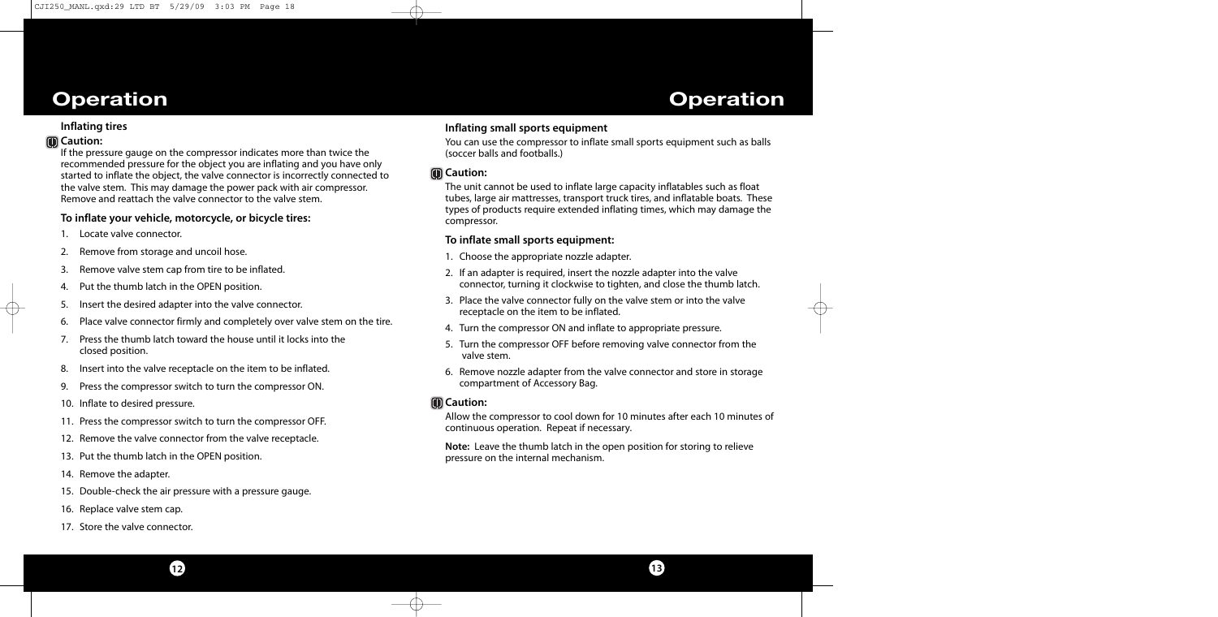# Operation

### Inflating tires

**Caution:**

If the pressure gauge on the compressor indicates more than twice the recommended pressure for the object you are inflating and you have only started to inflate the object, the valve connector is incorrectly connected to the valve stem. This may damage the power pack with air compressor. Remove and reattach the valve connector to the valve stem.

**To inflate your vehicle, motorcycle, or bicycle tires:**

1. Locate valve connector.
2. Remove from storage and uncoil hose.
3. Remove valve stem cap from tire to be inflated.
4. Put the thumb latch in the OPEN position.
5. Insert the desired adapter into the valve connector.
6. Place valve connector firmly and completely over valve stem on the tire.
7. Press the thumb latch toward the house until it locks into the closed position.
8. Insert into the valve receptacle on the item to be inflated.
9. Press the compressor switch to turn the compressor ON.
10. Inflate to desired pressure.
11. Press the compressor switch to turn the compressor OFF.
12. Remove the valve connector from the valve receptacle.
13. Put the thumb latch in the OPEN position.
14. Remove the adapter.
15. Double-check the air pressure with a pressure gauge.
16. Replace valve stem cap.
17. Store the valve connector.

### Inflating small sports equipment

You can use the compressor to inflate small sports equipment such as balls (soccer balls and footballs.)

**Caution:**

The unit cannot be used to inflate large capacity inflatables such as float tubes, large air mattresses, transport truck tires, and inflatable boats. These types of products require extended inflating times, which may damage the compressor.

**To inflate small sports equipment:**

1. Choose the appropriate nozzle adapter.
2. If an adapter is required, insert the nozzle adapter into the valve connector, turning it clockwise to tighten, and close the thumb latch.
3. Place the valve connector fully on the valve stem or into the valve receptacle on the item to be inflated.
4. Turn the compressor ON and inflate to appropriate pressure.
5. Turn the compressor OFF before removing valve connector from the valve stem.
6. Remove nozzle adapter from the valve connector and store in storage compartment of Accessory Bag.

**Caution:**

Allow the compressor to cool down for 10 minutes after each 10 minutes of continuous operation. Repeat if necessary.

**Note:** Leave the thumb latch in the open position for storing to relieve pressure on the internal mechanism.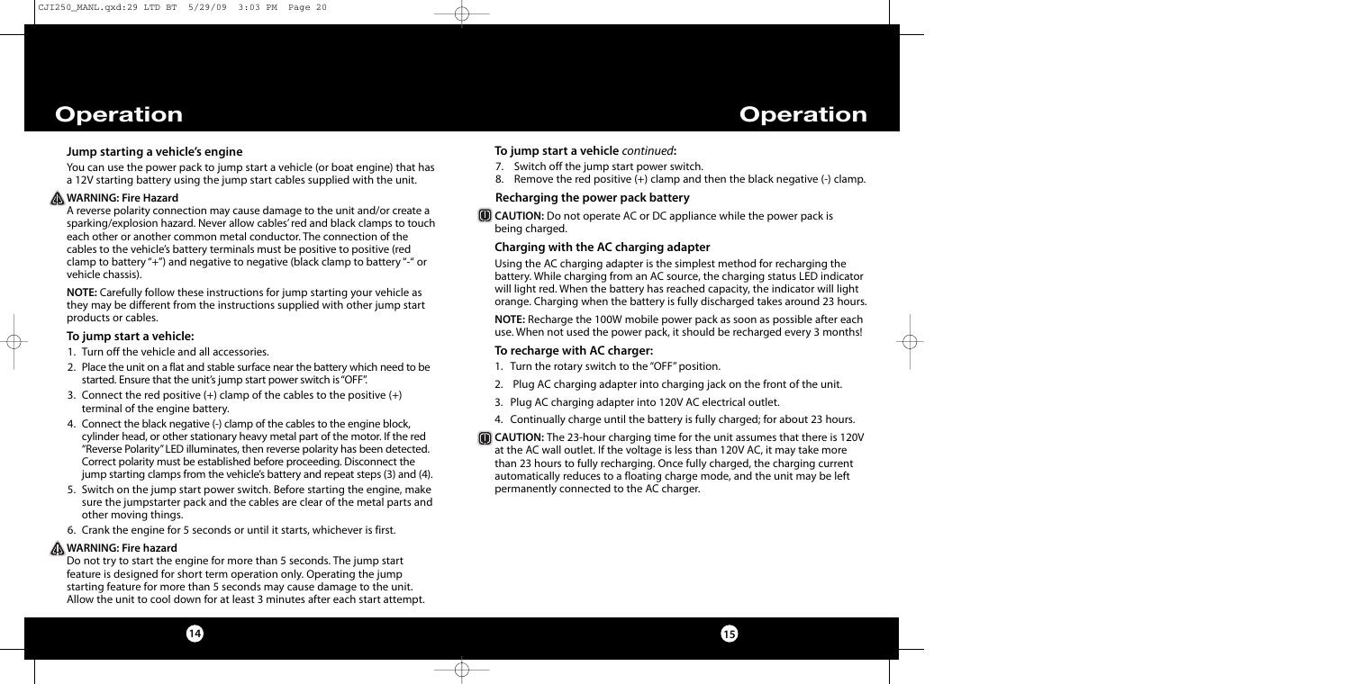# Operation

## Jump starting a vehicle's engine

You can use the power pack to jump start a vehicle (or boat engine) that has a 12V starting battery using the jump start cables supplied with the unit.

**WARNING: Fire Hazard**

A reverse polarity connection may cause damage to the unit and/or create a sparking/explosion hazard. Never allow cables' red and black clamps to touch each other or another common metal conductor. The connection of the cables to the vehicle's battery terminals must be positive to positive (red clamp to battery "+") and negative to negative (black clamp to battery "-" or vehicle chassis).

**NOTE:** Carefully follow these instructions for jump starting your vehicle as they may be different from the instructions supplied with other jump start products or cables.

### To jump start a vehicle:

1. Turn off the vehicle and all accessories.
2. Place the unit on a flat and stable surface near the battery which need to be started. Ensure that the unit's jump start power switch is "OFF".
3. Connect the red positive (+) clamp of the cables to the positive (+) terminal of the engine battery.
4. Connect the black negative (-) clamp of the cables to the engine block, cylinder head, or other stationary heavy metal part of the motor. If the red "Reverse Polarity" LED illuminates, then reverse polarity has been detected. Correct polarity must be established before proceeding. Disconnect the jump starting clamps from the vehicle's battery and repeat steps (3) and (4).
5. Switch on the jump start power switch. Before starting the engine, make sure the jumpstarter pack and the cables are clear of the metal parts and other moving things.
6. Crank the engine for 5 seconds or until it starts, whichever is first.

**WARNING: Fire hazard**

Do not try to start the engine for more than 5 seconds. The jump start feature is designed for short term operation only. Operating the jump starting feature for more than 5 seconds may cause damage to the unit. Allow the unit to cool down for at least 3 minutes after each start attempt.

### To jump start a vehicle *continued*:

7. Switch off the jump start power switch.
8. Remove the red positive (+) clamp and then the black negative (-) clamp.

## Recharging the power pack battery

**CAUTION:** Do not operate AC or DC appliance while the power pack is being charged.

### Charging with the AC charging adapter

Using the AC charging adapter is the simplest method for recharging the battery. While charging from an AC source, the charging status LED indicator will light red. When the battery has reached capacity, the indicator will light orange. Charging when the battery is fully discharged takes around 23 hours.

**NOTE:** Recharge the 100W mobile power pack as soon as possible after each use. When not used the power pack, it should be recharged every 3 months!

### To recharge with AC charger:

1. Turn the rotary switch to the "OFF" position.
2. Plug AC charging adapter into charging jack on the front of the unit.
3. Plug AC charging adapter into 120V AC electrical outlet.
4. Continually charge until the battery is fully charged; for about 23 hours.

**CAUTION:** The 23-hour charging time for the unit assumes that there is 120V at the AC wall outlet. If the voltage is less than 120V AC, it may take more than 23 hours to fully recharging. Once fully charged, the charging current automatically reduces to a floating charge mode, and the unit may be left permanently connected to the AC charger.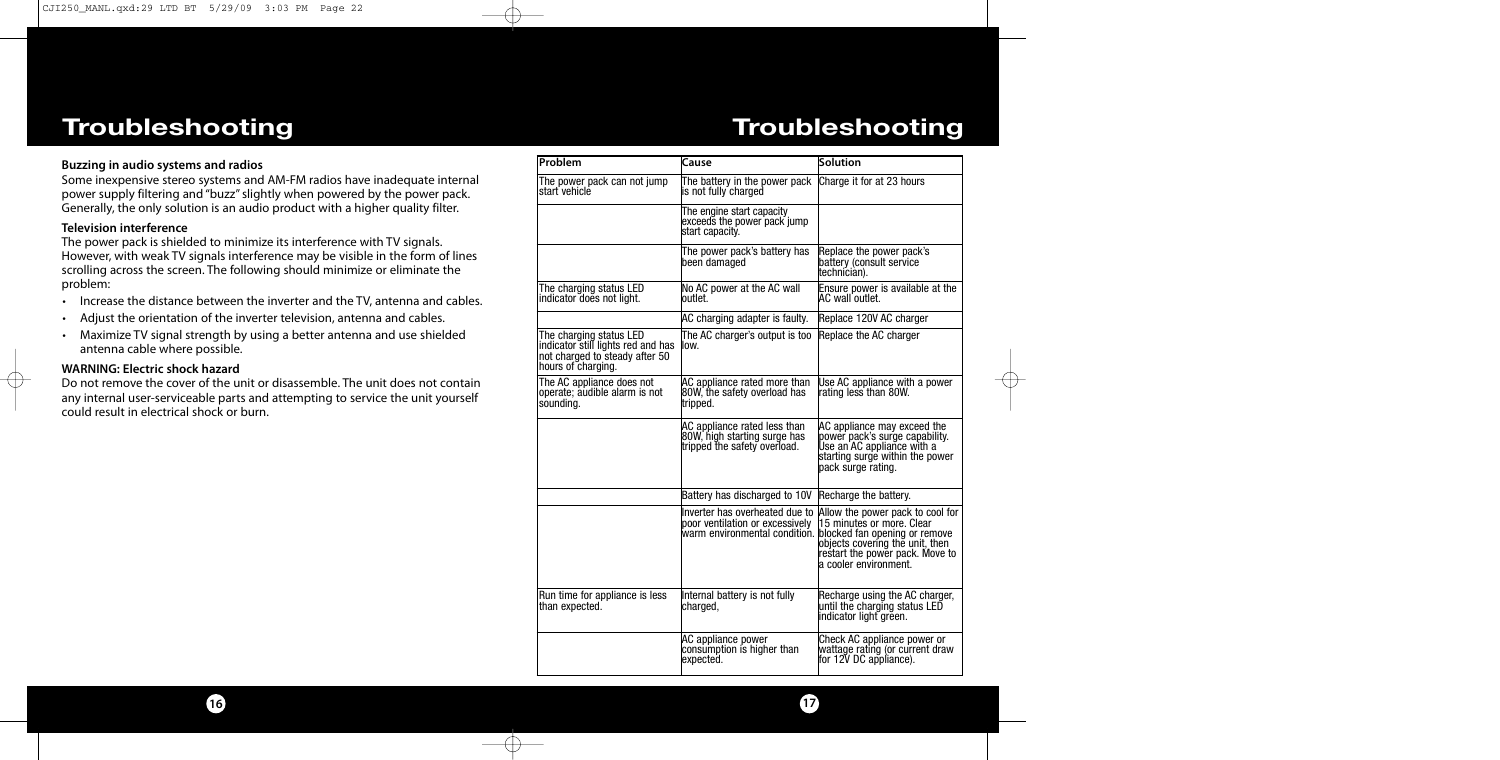# Troubleshooting

### Buzzing in audio systems and radios

Some inexpensive stereo systems and AM-FM radios have inadequate internal power supply filtering and "buzz" slightly when powered by the power pack. Generally, the only solution is an audio product with a higher quality filter.

### Television interference

The power pack is shielded to minimize its interference with TV signals. However, with weak TV signals interference may be visible in the form of lines scrolling across the screen. The following should minimize or eliminate the problem:

- Increase the distance between the inverter and the TV, antenna and cables.
- Adjust the orientation of the inverter television, antenna and cables.
- Maximize TV signal strength by using a better antenna and use shielded antenna cable where possible.

### WARNING: Electric shock hazard

Do not remove the cover of the unit or disassemble. The unit does not contain any internal user-serviceable parts and attempting to service the unit yourself could result in electrical shock or burn.

# Troubleshooting

| Problem | Cause | Solution |
| --- | --- | --- |
| The power pack can not jump start vehicle | The battery in the power pack is not fully charged | Charge it for at 23 hours |
| | The engine start capacity exceeds the power pack jump start capacity. | |
| | The power pack's battery has been damaged | Replace the power pack's battery (consult service technician). |
| The charging status LED indicator does not light. | No AC power at the AC wall outlet. | Ensure power is available at the AC wall outlet. |
| | AC charging adapter is faulty. | Replace 120V AC charger |
| The charging status LED indicator still lights red and has not charged to steady after 50 hours of charging. | The AC charger's output is too low. | Replace the AC charger |
| The AC appliance does not operate; audible alarm is not sounding. | AC appliance rated more than 80W, the safety overload has tripped. | Use AC appliance with a power rating less than 80W. |
| | AC appliance rated less than 80W, high starting surge has tripped the safety overload. | AC appliance may exceed the power pack's surge capability. Use an AC appliance with a starting surge within the power pack surge rating. |
| | Battery has discharged to 10V | Recharge the battery. |
| | Inverter has overheated due to poor ventilation or excessively warm environmental condition. | Allow the power pack to cool for 15 minutes or more. Clear blocked fan opening or remove objects covering the unit. then restart the power pack. Move to a cooler environment. |
| Run time for appliance is less than expected. | Internal battery is not fully charged, | Recharge using the AC charger, until the charging status LED indicator light green. |
| | AC appliance power consumption is higher than expected. | Check AC appliance power or wattage rating (or current draw for 12V DC appliance). |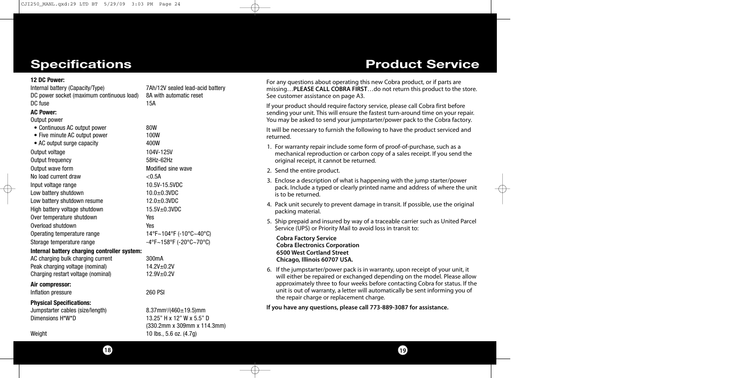## Specifications

**12 DC Power:**

| | |
|---|---|
| Internal battery (Capacity/Type) | 7Ah/12V sealed lead-acid battery |
| DC power socket (maximum continuous load) | 8A with automatic reset |
| DC fuse | 15A |

**AC Power:**

| | |
|---|---|
| Output power | |
| • Continuous AC output power | 80W |
| • Five minute AC output power | 100W |
| • AC output surge capacity | 400W |
| Output voltage | 104V-125V |
| Output frequency | 58Hz-62Hz |
| Output wave form | Modified sine wave |
| No load current draw | <0.5A |
| Input voltage range | 10.5V-15.5VDC |
| Low battery shutdown | 10.0±0.3VDC |
| Low battery shutdown resume | 12.0±0.3VDC |
| High battery voltage shutdown | 15.5V±0.3VDC |
| Over temperature shutdown | Yes |
| Overload shutdown | Yes |
| Operating temperature range | 14°F~104°F (-10°C~40°C) |
| Storage temperature range | -4°F~158°F (-20°C~70°C) |

**Internal battery charging controller system:**

| | |
|---|---|
| AC charging bulk charging current | 300mA |
| Peak charging voltage (nominal) | 14.2V±0.2V |
| Charging restart voltage (nominal) | 12.9V±0.2V |

**Air compressor:**

| | |
|---|---|
| Inflation pressure | 260 PSI |

**Physical Specifications:**

| | |
|---|---|
| Jumpstarter cables (size/length) | 8.37mm²/(460±19.5)mm |
| Dimensions H*W*D | 13.25" H x 12" W x 5.5" D (330.2mm x 309mm x 114.3mm) |
| Weight | 10 lbs., 5.6 oz. (4.7g) |

## Product Service

For any questions about operating this new Cobra product, or if parts are missing…**PLEASE CALL COBRA FIRST**…do not return this product to the store. See customer assistance on page A3.

If your product should require factory service, please call Cobra first before sending your unit. This will ensure the fastest turn-around time on your repair. You may be asked to send your jumpstarter/power pack to the Cobra factory.

It will be necessary to furnish the following to have the product serviced and returned.

1. For warranty repair include some form of proof-of-purchase, such as a mechanical reproduction or carbon copy of a sales receipt. If you send the original receipt, it cannot be returned.
2. Send the entire product.
3. Enclose a description of what is happening with the jump starter/power pack. Include a typed or clearly printed name and address of where the unit is to be returned.
4. Pack unit securely to prevent damage in transit. If possible, use the original packing material.
5. Ship prepaid and insured by way of a traceable carrier such as United Parcel Service (UPS) or Priority Mail to avoid loss in transit to:

   **Cobra Factory Service**
   **Cobra Electronics Corporation**
   **6500 West Cortland Street**
   **Chicago, Illinois 60707 USA.**

6. If the jumpstarter/power pack is in warranty, upon receipt of your unit, it will either be repaired or exchanged depending on the model. Please allow approximately three to four weeks before contacting Cobra for status. If the unit is out of warranty, a letter will automatically be sent informing you of the repair charge or replacement charge.

**If you have any questions, please call 773-889-3087 for assistance.**